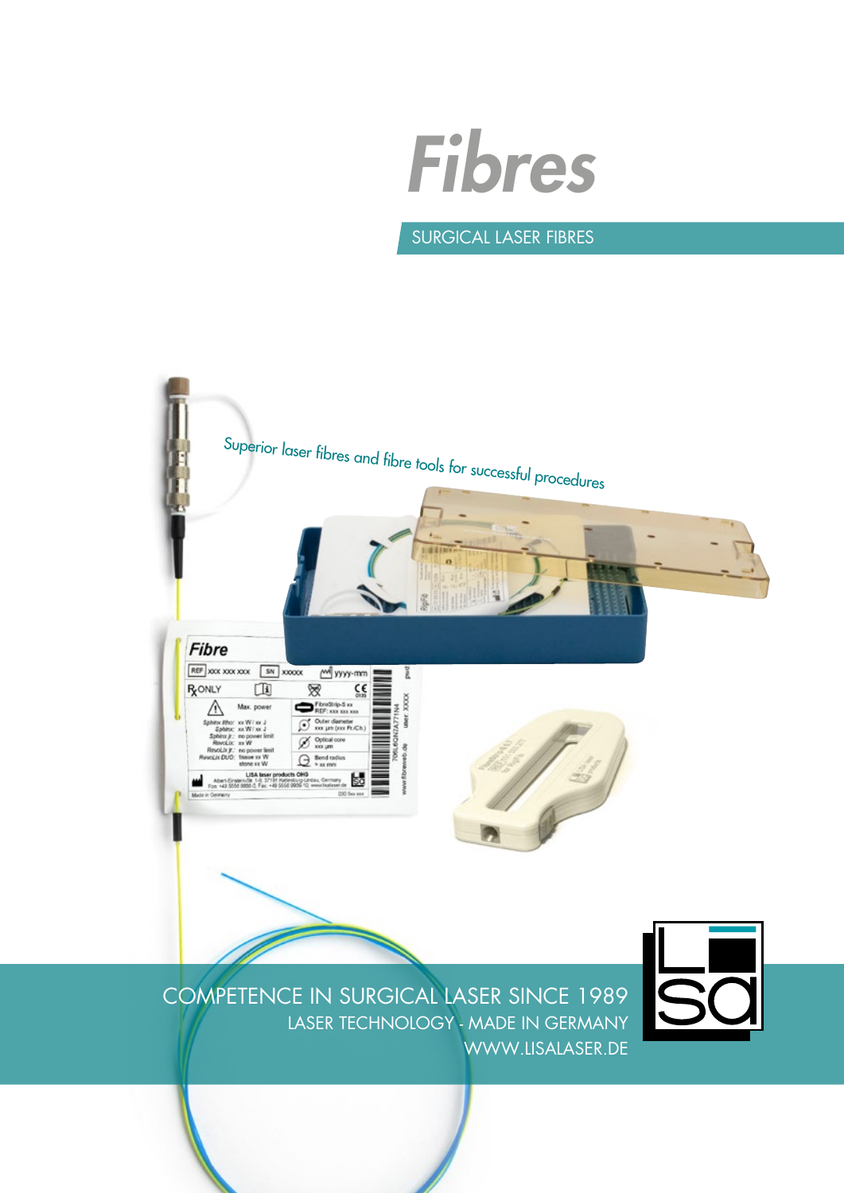# Fibres

SURGICAL LASER FIBRES

Superior laser fibres and fibre tools for successful procedures

COMPETENCE IN SURGICAL LASER SINCE 1989

LASER TECHNOLOGY - MADE IN GERMANY

WWW.LISALASER.DE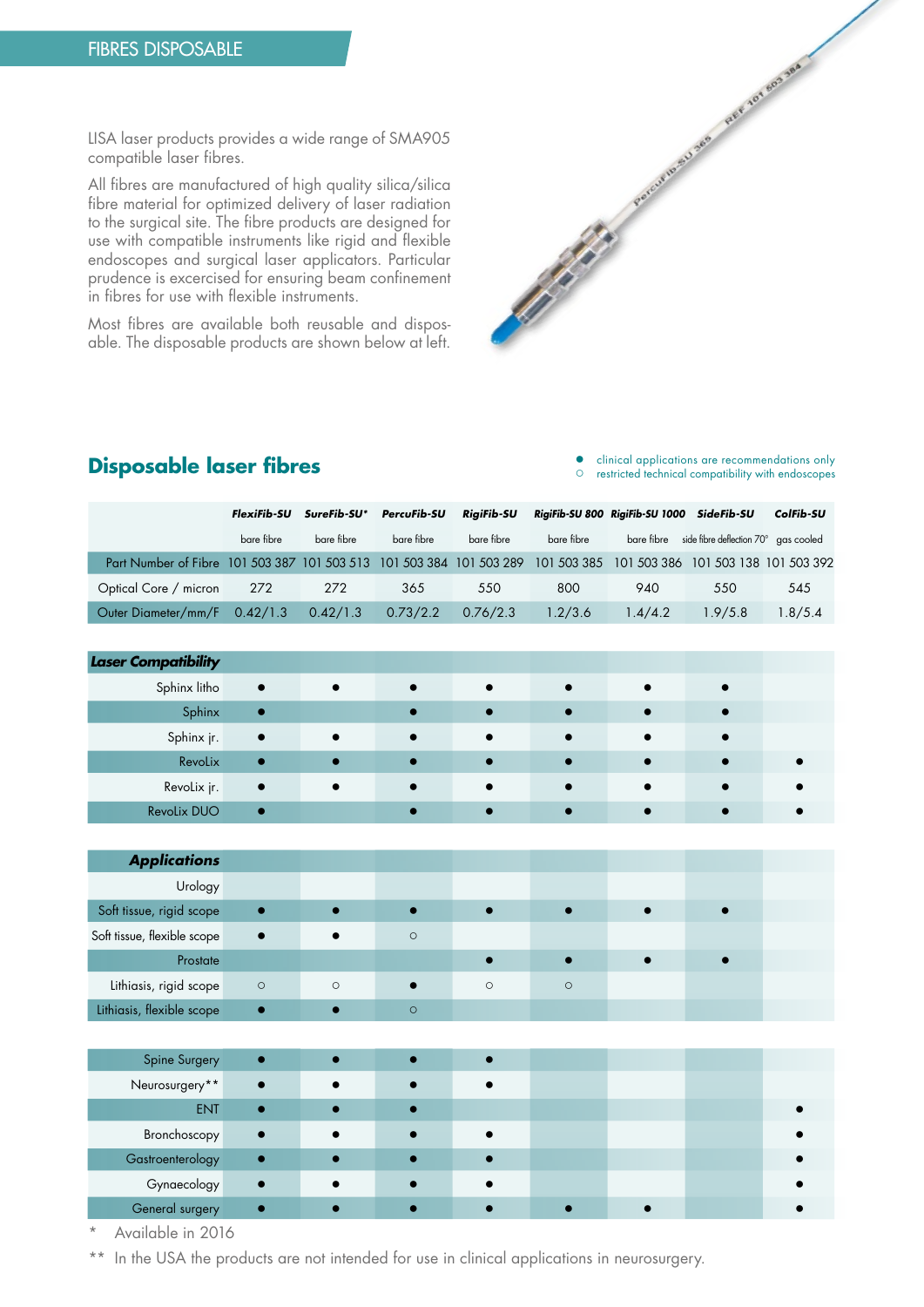## FIBRES DISPOSABLE

LISA laser products provides a wide range of SMA905 compatible laser fibres.

All fibres are manufactured of high quality silica/silica fibre material for optimized delivery of laser radiation to the surgical site. The fibre products are designed for use with compatible instruments like rigid and flexible endoscopes and surgical laser applicators. Particular prudence is excercised for ensuring beam confinement in fibres for use with flexible instruments.

Most fibres are available both reusable and disposable. The disposable products are shown below at left.

## Disposable laser fibres

● clinical applications are recommendations only
○ restricted technical compatibility with endoscopes

| | FlexiFib-SU | SureFib-SU* | PercuFib-SU | RigiFib-SU | RigiFib-SU 800 | RigiFib-SU 1000 | SideFib-SU | ColFib-SU |
|---|---|---|---|---|---|---|---|---|
| | bare fibre | bare fibre | bare fibre | bare fibre | bare fibre | bare fibre | side fibre deflection 70° | gas cooled |
| Part Number of Fibre | 101 503 387 | 101 503 513 | 101 503 384 | 101 503 289 | 101 503 385 | 101 503 386 | 101 503 138 | 101 503 392 |
| Optical Core / micron | 272 | 272 | 365 | 550 | 800 | 940 | 550 | 545 |
| Outer Diameter/mm/F | 0.42/1.3 | 0.42/1.3 | 0.73/2.2 | 0.76/2.3 | 1.2/3.6 | 1.4/4.2 | 1.9/5.8 | 1.8/5.4 |
| **Laser Compatibility** | | | | | | | | |
| Sphinx litho | ● | ● | ● | ● | ● | ● | ● | |
| Sphinx | ● | | ● | ● | ● | ● | ● | |
| Sphinx jr. | ● | ● | ● | ● | ● | ● | ● | |
| RevoLix | ● | ● | ● | ● | ● | ● | ● | ● |
| RevoLix jr. | ● | ● | ● | ● | ● | ● | ● | ● |
| RevoLix DUO | ● | | ● | ● | ● | ● | ● | ● |
| **Applications** | | | | | | | | |
| Urology | | | | | | | | |
| Soft tissue, rigid scope | ● | ● | ● | ● | ● | ● | ● | |
| Soft tissue, flexible scope | ● | ● | ○ | | | | | |
| Prostate | | | | ● | ● | ● | ● | |
| Lithiasis, rigid scope | ○ | ○ | ● | ○ | ○ | | | |
| Lithiasis, flexible scope | ● | ● | ○ | | | | | |
| Spine Surgery | ● | ● | ● | ● | | | | |
| Neurosurgery** | ● | ● | ● | ● | | | | |
| ENT | ● | ● | ● | | | | | ● |
| Bronchoscopy | ● | ● | ● | ● | | | | ● |
| Gastroenterology | ● | ● | ● | ● | | | | ● |
| Gynaecology | ● | ● | ● | ● | | | | ● |
| General surgery | ● | ● | ● | ● | ● | ● | | ● |

\* Available in 2016

** In the USA the products are not intended for use in clinical applications in neurosurgery.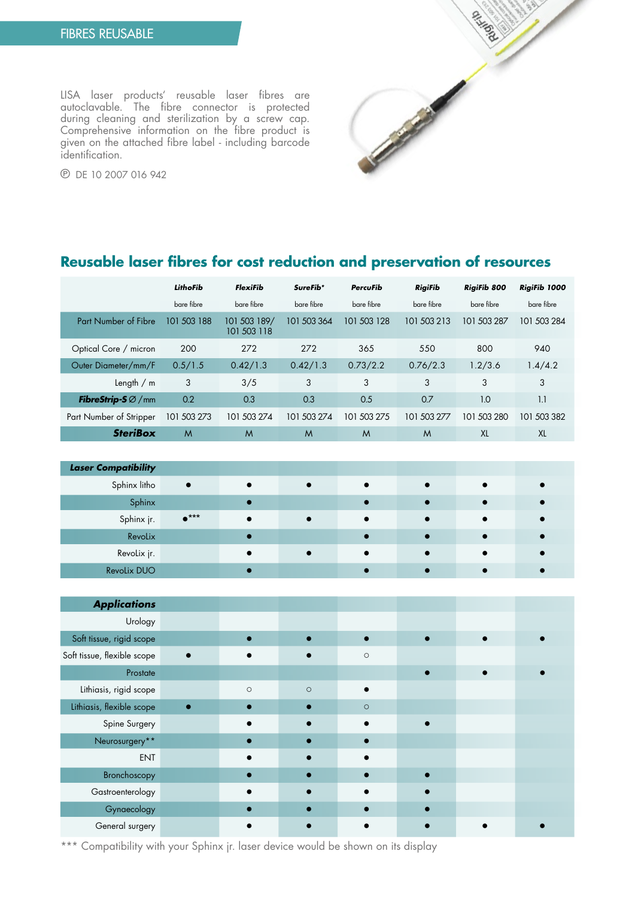## FIBRES REUSABLE

LISA laser products' reusable laser fibres are autoclavable. The fibre connector is protected during cleaning and sterilization by a screw cap. Comprehensive information on the fibre product is given on the attached fibre label - including barcode identification.

℗ DE 10 2007 016 942

## Reusable laser fibres for cost reduction and preservation of resources

| | ***LithoFib*** | ***FlexiFib*** | ***SureFib**** | ***PercuFib*** | ***RigiFib*** | ***RigiFib 800*** | ***RigiFib 1000*** |
|---|---|---|---|---|---|---|---|
| | bare fibre | bare fibre | bare fibre | bare fibre | bare fibre | bare fibre | bare fibre |
| Part Number of Fibre | 101 503 188 | 101 503 189/ 101 503 118 | 101 503 364 | 101 503 128 | 101 503 213 | 101 503 287 | 101 503 284 |
| Optical Core / micron | 200 | 272 | 272 | 365 | 550 | 800 | 940 |
| Outer Diameter/mm/F | 0.5/1.5 | 0.42/1.3 | 0.42/1.3 | 0.73/2.2 | 0.76/2.3 | 1.2/3.6 | 1.4/4.2 |
| Length / m | 3 | 3/5 | 3 | 3 | 3 | 3 | 3 |
| ***FibreStrip-S*** ∅ /mm | 0.2 | 0.3 | 0.3 | 0.5 | 0.7 | 1.0 | 1.1 |
| Part Number of Stripper | 101 503 273 | 101 503 274 | 101 503 274 | 101 503 275 | 101 503 277 | 101 503 280 | 101 503 382 |
| ***SteriBox*** | M | M | M | M | M | XL | XL |
| ***Laser Compatibility*** | | | | | | | |
| Sphinx litho | ● | ● | ● | ● | ● | ● | ● |
| Sphinx | | ● | | ● | ● | ● | ● |
| Sphinx jr. | ●*** | ● | ● | ● | ● | ● | ● |
| RevoLix | | ● | | ● | ● | ● | ● |
| RevoLix jr. | | ● | ● | ● | ● | ● | ● |
| RevoLix DUO | | ● | | ● | ● | ● | ● |
| ***Applications*** | | | | | | | |
| Urology | | | | | | | |
| Soft tissue, rigid scope | | ● | ● | ● | ● | ● | ● |
| Soft tissue, flexible scope | ● | ● | ● | ○ | | | |
| Prostate | | | | | ● | ● | ● |
| Lithiasis, rigid scope | | ○ | ○ | ● | | | |
| Lithiasis, flexible scope | ● | ● | ● | ○ | | | |
| Spine Surgery | | ● | ● | ● | ● | | |
| Neurosurgery** | | ● | ● | ● | | | |
| ENT | | ● | ● | ● | | | |
| Bronchoscopy | | ● | ● | ● | ● | | |
| Gastroenterology | | ● | ● | ● | ● | | |
| Gynaecology | | ● | ● | ● | ● | | |
| General surgery | | ● | ● | ● | ● | ● | ● |

*** Compatibility with your Sphinx jr. laser device would be shown on its display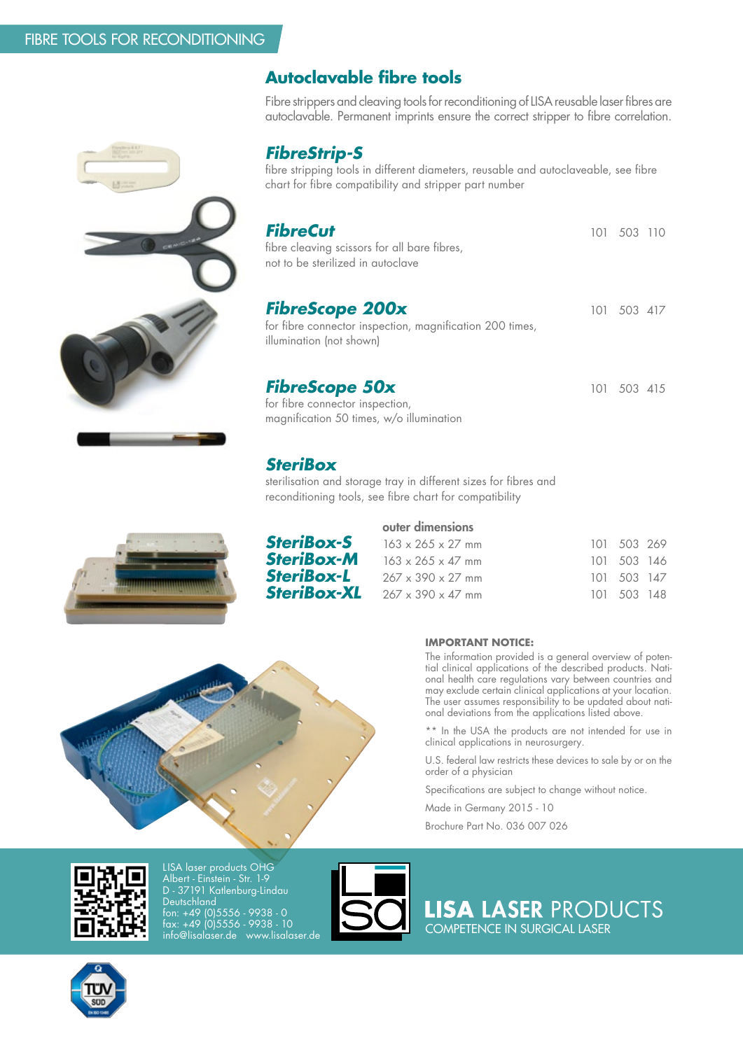# FIBRE TOOLS FOR RECONDITIONING

## Autoclavable fibre tools

Fibre strippers and cleaving tools for reconditioning of LISA reusable laser fibres are autoclavable. Permanent imprints ensure the correct stripper to fibre correlation.

### FibreStrip-S

fibre stripping tools in different diameters, reusable and autoclaveable, see fibre chart for fibre compatibility and stripper part number

### FibreCut

101 503 110

fibre cleaving scissors for all bare fibres, not to be sterilized in autoclave

### FibreScope 200x

101 503 417

for fibre connector inspection, magnification 200 times, illumination (not shown)

### FibreScope 50x

101 503 415

for fibre connector inspection, magnification 50 times, w/o illumination

### SteriBox

sterilisation and storage tray in different sizes for fibres and reconditioning tools, see fibre chart for compatibility

| | outer dimensions | |
|---|---|---|
| **SteriBox-S** | 163 x 265 x 27 mm | 101 503 269 |
| **SteriBox-M** | 163 x 265 x 47 mm | 101 503 146 |
| **SteriBox-L** | 267 x 390 x 27 mm | 101 503 147 |
| **SteriBox-XL** | 267 x 390 x 47 mm | 101 503 148 |

**IMPORTANT NOTICE:**

The information provided is a general overview of potential clinical applications of the described products. National health care regulations vary between countries and may exclude certain clinical applications at your location. The user assumes responsibility to be updated about national deviations from the applications listed above.

** In the USA the products are not intended for use in clinical applications in neurosurgery.

U.S. federal law restricts these devices to sale by or on the order of a physician

Specifications are subject to change without notice.

Made in Germany 2015 - 10

Brochure Part No. 036 007 026

LISA laser products OHG
Albert - Einstein - Str. 1-9
D - 37191 Katlenburg-Lindau
Deutschland
fon: +49 (0)5556 - 9938 - 0
fax: +49 (0)5556 - 9938 - 10
info@lisalaser.de www.lisalaser.de

**LISA LASER** PRODUCTS
COMPETENCE IN SURGICAL LASER